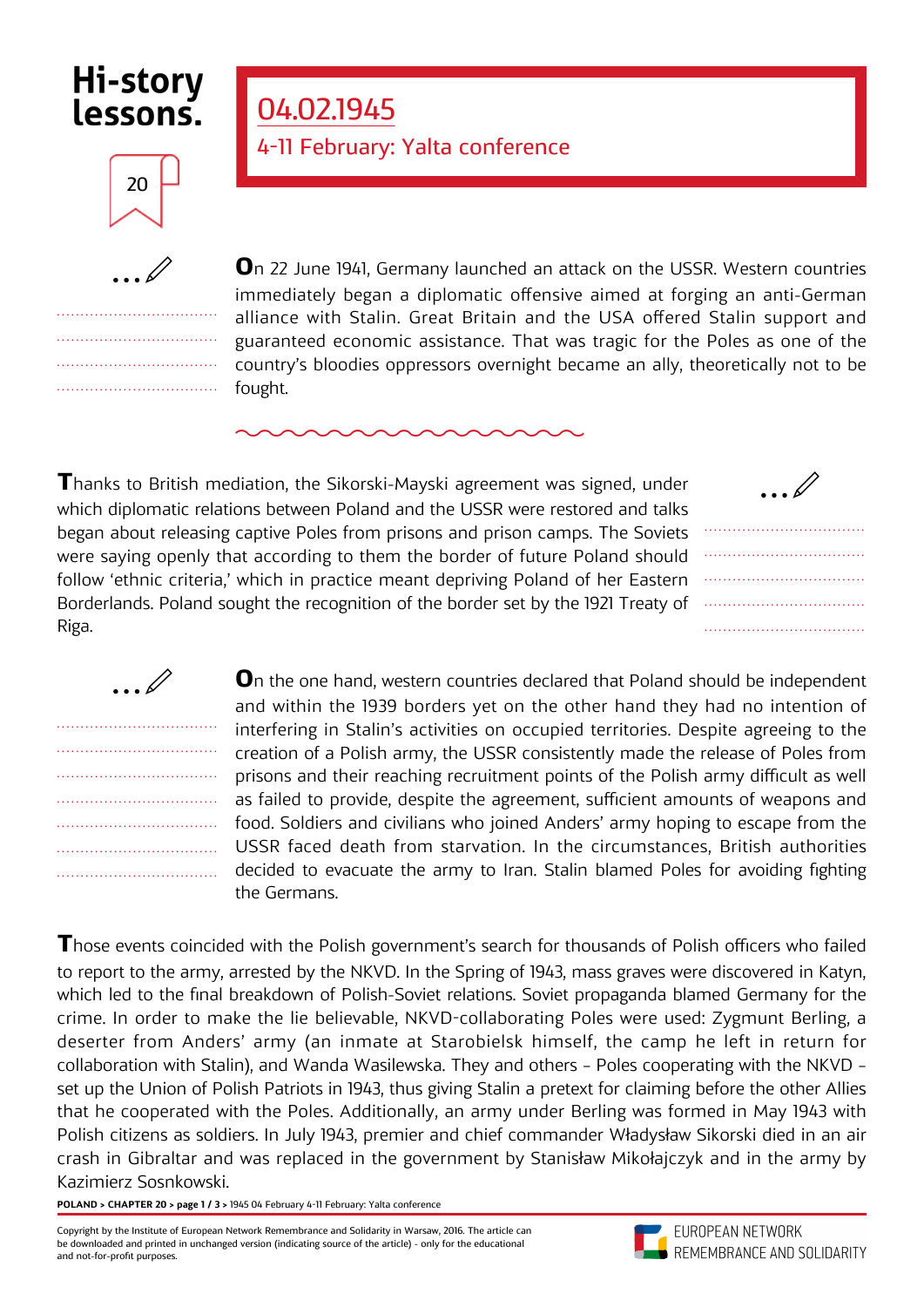# Hi-story lessons.

20

## 04.02.1945

### 4-11 February: Yalta conference

On 22 June 1941, Germany launched an attack on the USSR. Western countries immediately began a diplomatic offensive aimed at forging an anti-German alliance with Stalin. Great Britain and the USA offered Stalin support and guaranteed economic assistance. That was tragic for the Poles as one of the country's bloodies oppressors overnight became an ally, theoretically not to be fought.

Thanks to British mediation, the Sikorski-Mayski agreement was signed, under which diplomatic relations between Poland and the USSR were restored and talks began about releasing captive Poles from prisons and prison camps. The Soviets were saying openly that according to them the border of future Poland should follow 'ethnic criteria,' which in practice meant depriving Poland of her Eastern Borderlands. Poland sought the recognition of the border set by the 1921 Treaty of Riga.

On the one hand, western countries declared that Poland should be independent and within the 1939 borders yet on the other hand they had no intention of interfering in Stalin's activities on occupied territories. Despite agreeing to the creation of a Polish army, the USSR consistently made the release of Poles from prisons and their reaching recruitment points of the Polish army difficult as well as failed to provide, despite the agreement, sufficient amounts of weapons and food. Soldiers and civilians who joined Anders' army hoping to escape from the USSR faced death from starvation. In the circumstances, British authorities decided to evacuate the army to Iran. Stalin blamed Poles for avoiding fighting the Germans.

Those events coincided with the Polish government's search for thousands of Polish officers who failed to report to the army, arrested by the NKVD. In the Spring of 1943, mass graves were discovered in Katyn, which led to the final breakdown of Polish-Soviet relations. Soviet propaganda blamed Germany for the crime. In order to make the lie believable, NKVD-collaborating Poles were used: Zygmunt Berling, a deserter from Anders' army (an inmate at Starobielsk himself, the camp he left in return for collaboration with Stalin), and Wanda Wasilewska. They and others – Poles cooperating with the NKVD – set up the Union of Polish Patriots in 1943, thus giving Stalin a pretext for claiming before the other Allies that he cooperated with the Poles. Additionally, an army under Berling was formed in May 1943 with Polish citizens as soldiers. In July 1943, premier and chief commander Władysław Sikorski died in an air crash in Gibraltar and was replaced in the government by Stanisław Mikołajczyk and in the army by Kazimierz Sosnkowski.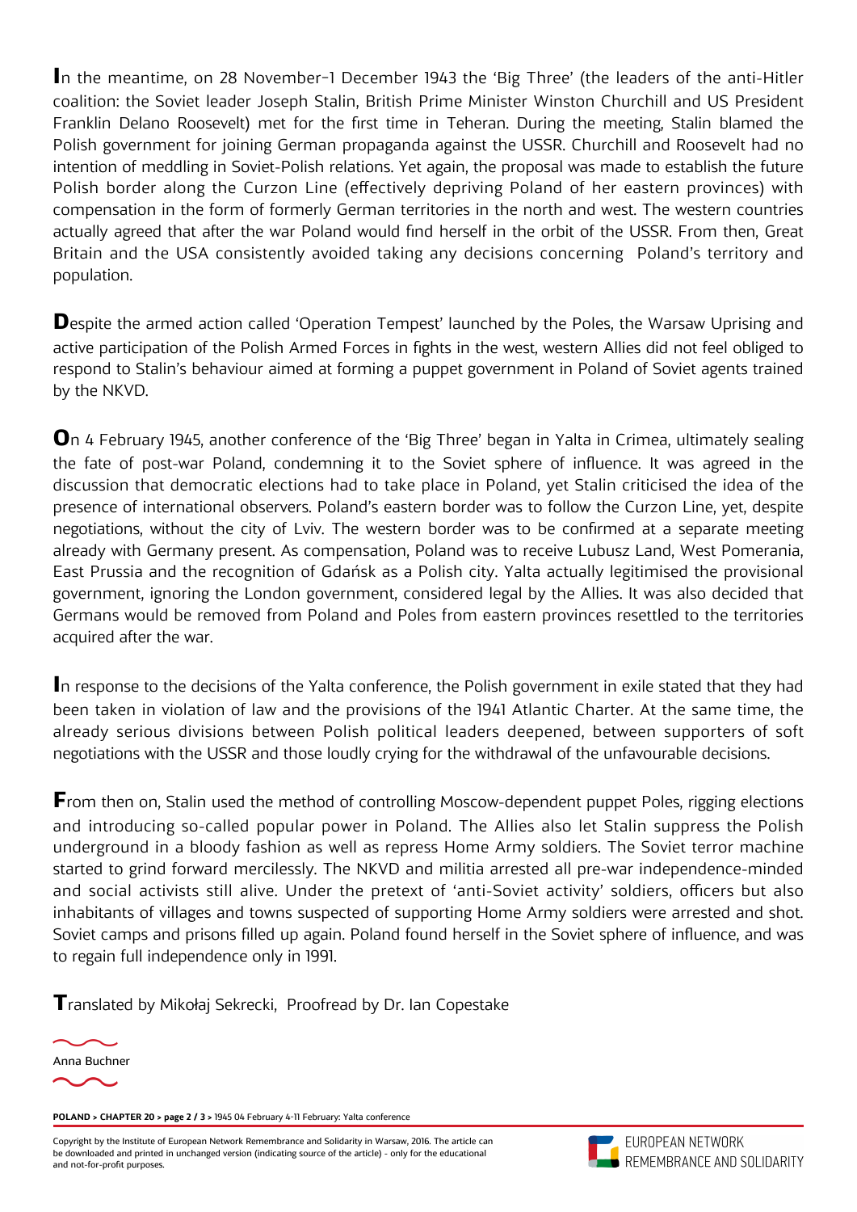In the meantime, on 28 November-1 December 1943 the 'Big Three' (the leaders of the anti-Hitler coalition: the Soviet leader Joseph Stalin, British Prime Minister Winston Churchill and US President Franklin Delano Roosevelt) met for the first time in Teheran. During the meeting, Stalin blamed the Polish government for joining German propaganda against the USSR. Churchill and Roosevelt had no intention of meddling in Soviet-Polish relations. Yet again, the proposal was made to establish the future Polish border along the Curzon Line (effectively depriving Poland of her eastern provinces) with compensation in the form of formerly German territories in the north and west. The western countries actually agreed that after the war Poland would find herself in the orbit of the USSR. From then, Great Britain and the USA consistently avoided taking any decisions concerning Poland's territory and population.

Despite the armed action called 'Operation Tempest' launched by the Poles, the Warsaw Uprising and active participation of the Polish Armed Forces in fights in the west, western Allies did not feel obliged to respond to Stalin's behaviour aimed at forming a puppet government in Poland of Soviet agents trained by the NKVD.

On 4 February 1945, another conference of the 'Big Three' began in Yalta in Crimea, ultimately sealing the fate of post-war Poland, condemning it to the Soviet sphere of influence. It was agreed in the discussion that democratic elections had to take place in Poland, yet Stalin criticised the idea of the presence of international observers. Poland's eastern border was to follow the Curzon Line, yet, despite negotiations, without the city of Lviv. The western border was to be confirmed at a separate meeting already with Germany present. As compensation, Poland was to receive Lubusz Land, West Pomerania, East Prussia and the recognition of Gdańsk as a Polish city. Yalta actually legitimised the provisional government, ignoring the London government, considered legal by the Allies. It was also decided that Germans would be removed from Poland and Poles from eastern provinces resettled to the territories acquired after the war.

In response to the decisions of the Yalta conference, the Polish government in exile stated that they had been taken in violation of law and the provisions of the 1941 Atlantic Charter. At the same time, the already serious divisions between Polish political leaders deepened, between supporters of soft negotiations with the USSR and those loudly crying for the withdrawal of the unfavourable decisions.

From then on, Stalin used the method of controlling Moscow-dependent puppet Poles, rigging elections and introducing so-called popular power in Poland. The Allies also let Stalin suppress the Polish underground in a bloody fashion as well as repress Home Army soldiers. The Soviet terror machine started to grind forward mercilessly. The NKVD and militia arrested all pre-war independence-minded and social activists still alive. Under the pretext of 'anti-Soviet activity' soldiers, officers but also inhabitants of villages and towns suspected of supporting Home Army soldiers were arrested and shot. Soviet camps and prisons filled up again. Poland found herself in the Soviet sphere of influence, and was to regain full independence only in 1991.

Translated by Mikołaj Sekrecki, Proofread by Dr. Ian Copestake

Anna Buchner

Copyright by the Institute of European Network Remembrance and Solidarity in Warsaw, 2016. The article can be downloaded and printed in unchanged version (indicating source of the article) - only for the educational and not-for-profit purposes.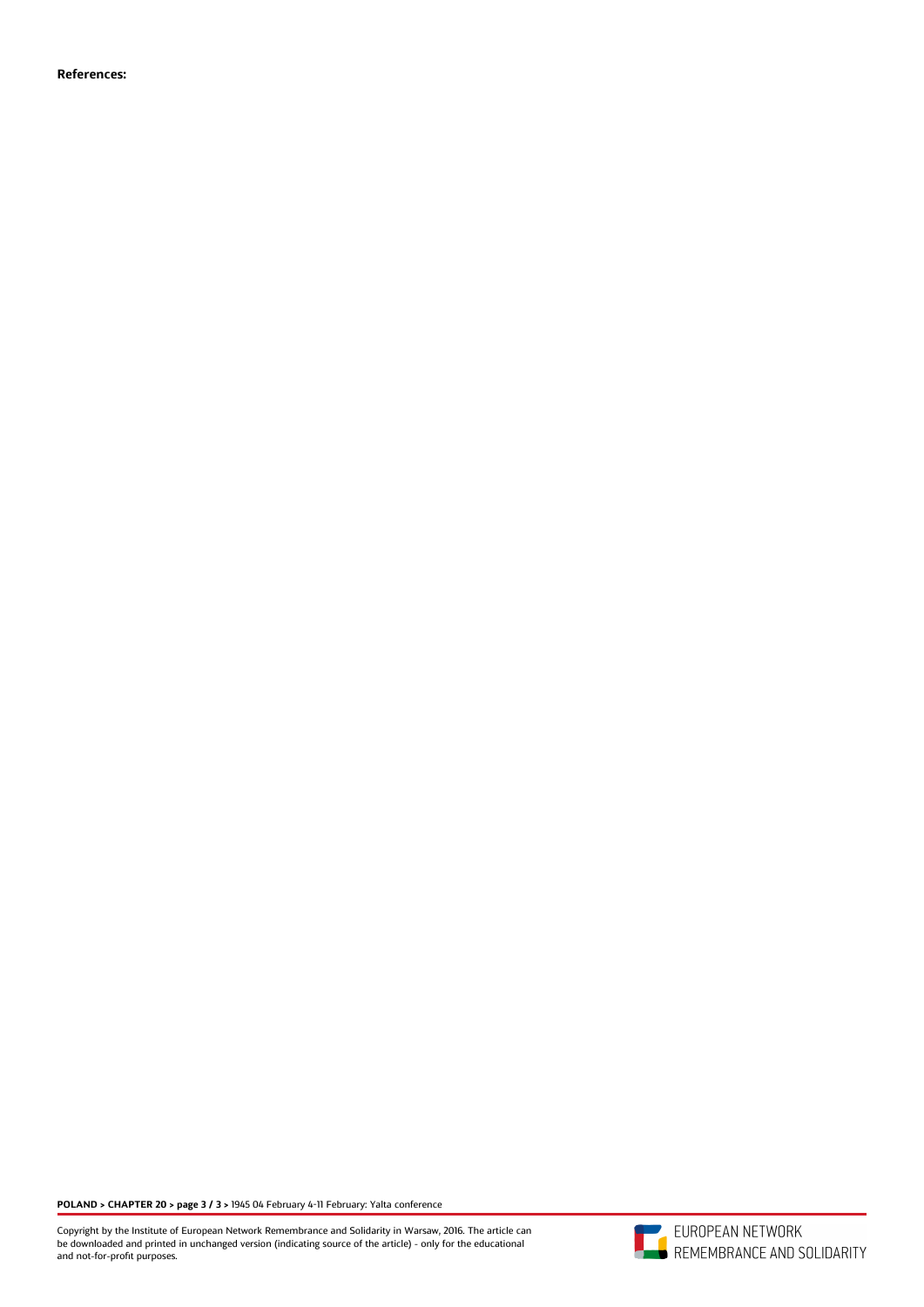**References:**